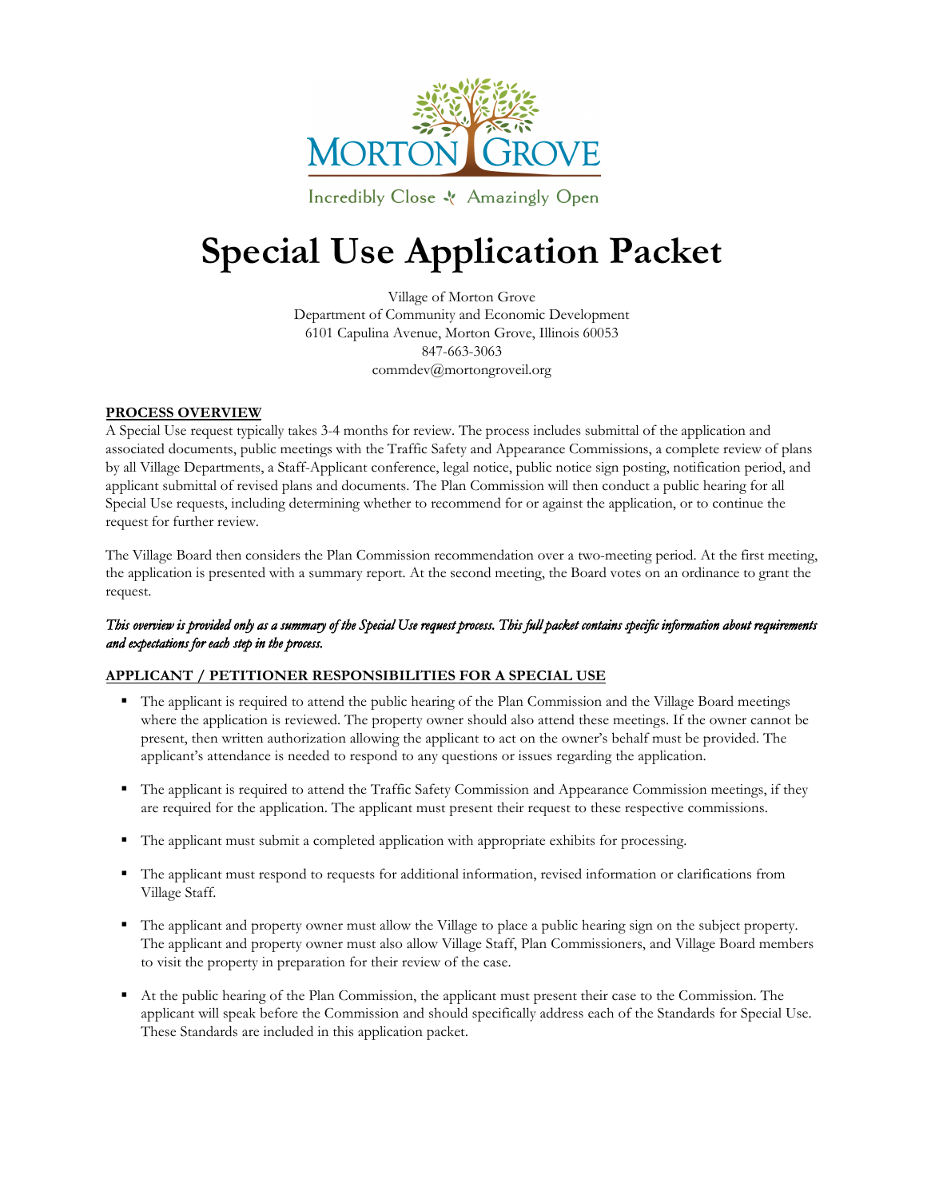MORTON GROVE

Incredibly Close Amazingly Open

# Special Use Application Packet

Village of Morton Grove
Department of Community and Economic Development
6101 Capulina Avenue, Morton Grove, Illinois 60053
847-663-3063
commdev@mortongroveil.org

## PROCESS OVERVIEW

A Special Use request typically takes 3-4 months for review. The process includes submittal of the application and associated documents, public meetings with the Traffic Safety and Appearance Commissions, a complete review of plans by all Village Departments, a Staff-Applicant conference, legal notice, public notice sign posting, notification period, and applicant submittal of revised plans and documents. The Plan Commission will then conduct a public hearing for all Special Use requests, including determining whether to recommend for or against the application, or to continue the request for further review.

The Village Board then considers the Plan Commission recommendation over a two-meeting period. At the first meeting, the application is presented with a summary report. At the second meeting, the Board votes on an ordinance to grant the request.

***This overview is provided only as a summary of the Special Use request process. This full packet contains specific information about requirements and expectations for each step in the process.***

## APPLICANT / PETITIONER RESPONSIBILITIES FOR A SPECIAL USE

- The applicant is required to attend the public hearing of the Plan Commission and the Village Board meetings where the application is reviewed. The property owner should also attend these meetings. If the owner cannot be present, then written authorization allowing the applicant to act on the owner's behalf must be provided. The applicant's attendance is needed to respond to any questions or issues regarding the application.
- The applicant is required to attend the Traffic Safety Commission and Appearance Commission meetings, if they are required for the application. The applicant must present their request to these respective commissions.
- The applicant must submit a completed application with appropriate exhibits for processing.
- The applicant must respond to requests for additional information, revised information or clarifications from Village Staff.
- The applicant and property owner must allow the Village to place a public hearing sign on the subject property. The applicant and property owner must also allow Village Staff, Plan Commissioners, and Village Board members to visit the property in preparation for their review of the case.
- At the public hearing of the Plan Commission, the applicant must present their case to the Commission. The applicant will speak before the Commission and should specifically address each of the Standards for Special Use. These Standards are included in this application packet.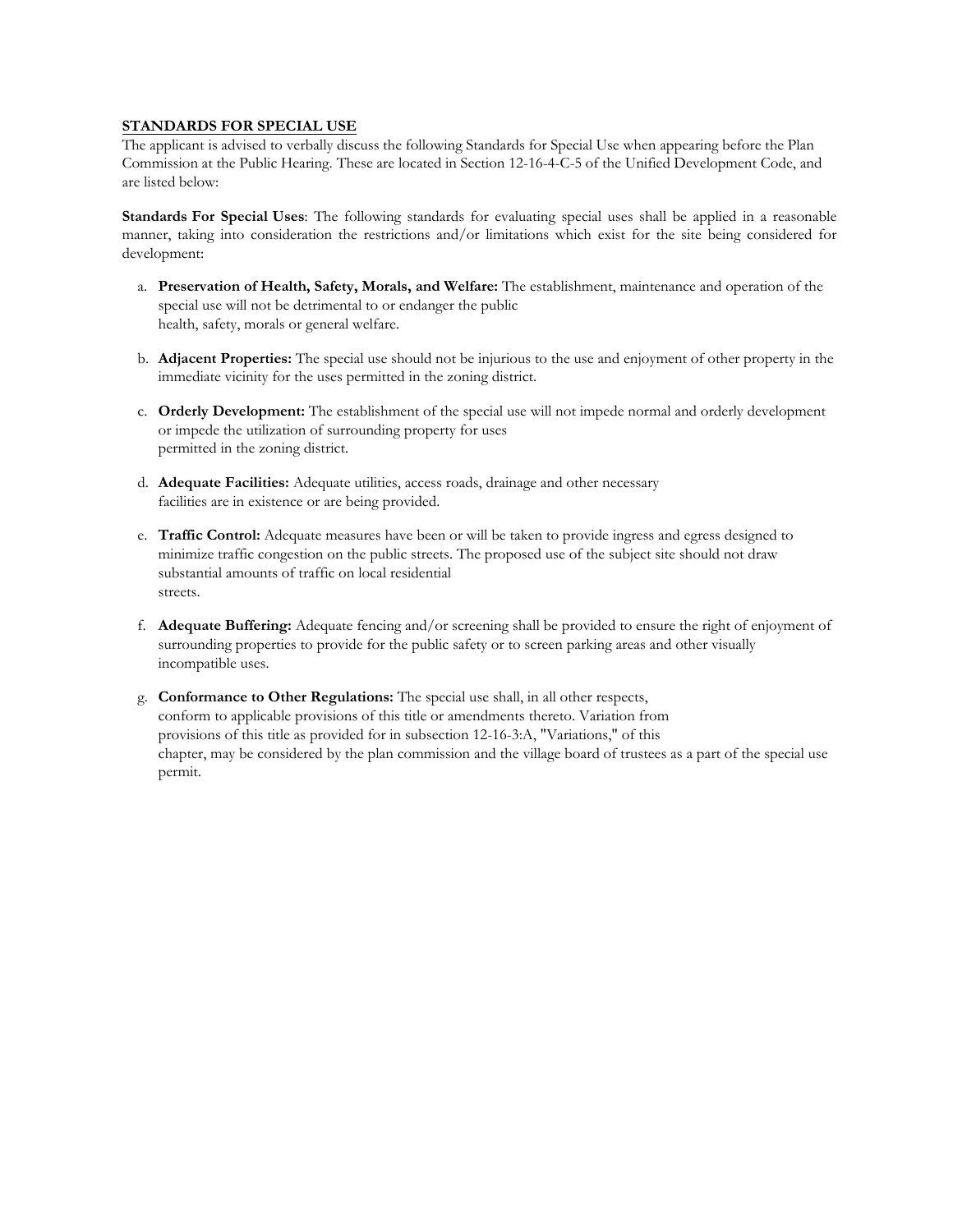**STANDARDS FOR SPECIAL USE**

The applicant is advised to verbally discuss the following Standards for Special Use when appearing before the Plan Commission at the Public Hearing. These are located in Section 12-16-4-C-5 of the Unified Development Code, and are listed below:

**Standards For Special Uses**: The following standards for evaluating special uses shall be applied in a reasonable manner, taking into consideration the restrictions and/or limitations which exist for the site being considered for development:

a. **Preservation of Health, Safety, Morals, and Welfare:** The establishment, maintenance and operation of the special use will not be detrimental to or endanger the public health, safety, morals or general welfare.

b. **Adjacent Properties:** The special use should not be injurious to the use and enjoyment of other property in the immediate vicinity for the uses permitted in the zoning district.

c. **Orderly Development:** The establishment of the special use will not impede normal and orderly development or impede the utilization of surrounding property for uses permitted in the zoning district.

d. **Adequate Facilities:** Adequate utilities, access roads, drainage and other necessary facilities are in existence or are being provided.

e. **Traffic Control:** Adequate measures have been or will be taken to provide ingress and egress designed to minimize traffic congestion on the public streets. The proposed use of the subject site should not draw substantial amounts of traffic on local residential streets.

f. **Adequate Buffering:** Adequate fencing and/or screening shall be provided to ensure the right of enjoyment of surrounding properties to provide for the public safety or to screen parking areas and other visually incompatible uses.

g. **Conformance to Other Regulations:** The special use shall, in all other respects, conform to applicable provisions of this title or amendments thereto. Variation from provisions of this title as provided for in subsection 12-16-3:A, "Variations," of this chapter, may be considered by the plan commission and the village board of trustees as a part of the special use permit.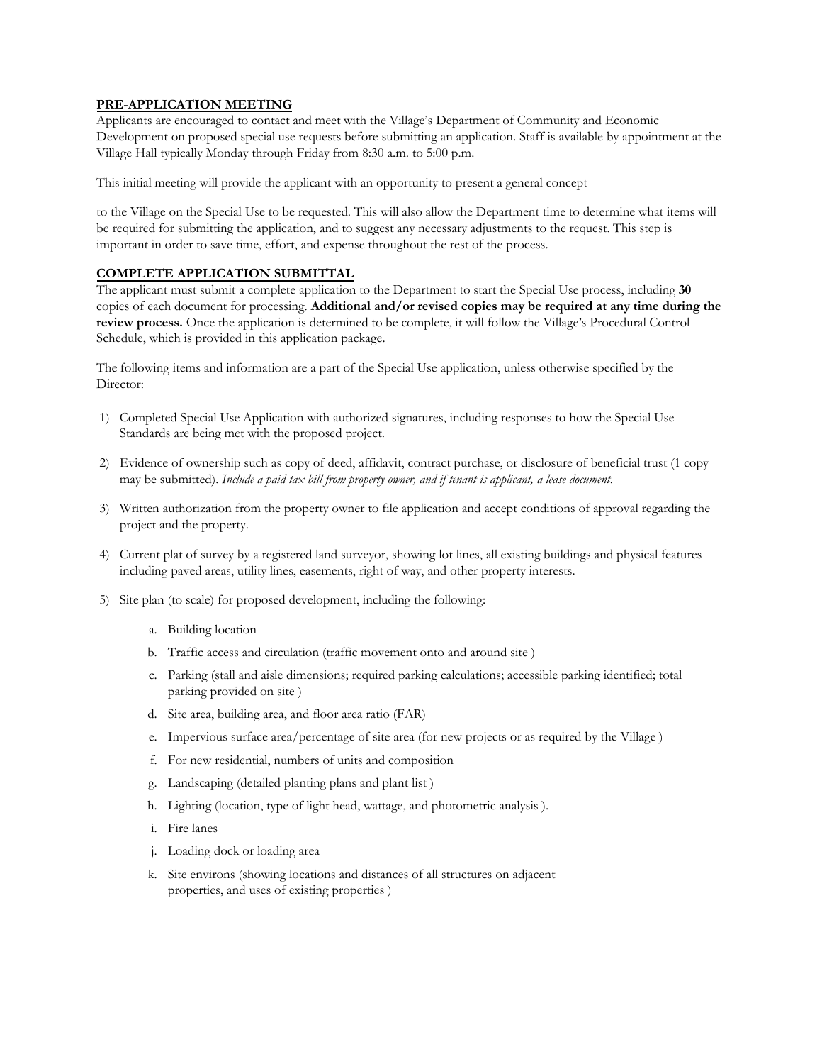## PRE-APPLICATION MEETING

Applicants are encouraged to contact and meet with the Village's Department of Community and Economic Development on proposed special use requests before submitting an application. Staff is available by appointment at the Village Hall typically Monday through Friday from 8:30 a.m. to 5:00 p.m.

This initial meeting will provide the applicant with an opportunity to present a general concept

to the Village on the Special Use to be requested. This will also allow the Department time to determine what items will be required for submitting the application, and to suggest any necessary adjustments to the request. This step is important in order to save time, effort, and expense throughout the rest of the process.

## COMPLETE APPLICATION SUBMITTAL

The applicant must submit a complete application to the Department to start the Special Use process, including **30** copies of each document for processing. **Additional and/or revised copies may be required at any time during the review process.** Once the application is determined to be complete, it will follow the Village's Procedural Control Schedule, which is provided in this application package.

The following items and information are a part of the Special Use application, unless otherwise specified by the Director:

1) Completed Special Use Application with authorized signatures, including responses to how the Special Use Standards are being met with the proposed project.
2) Evidence of ownership such as copy of deed, affidavit, contract purchase, or disclosure of beneficial trust (1 copy may be submitted). *Include a paid tax bill from property owner, and if tenant is applicant, a lease document.*
3) Written authorization from the property owner to file application and accept conditions of approval regarding the project and the property.
4) Current plat of survey by a registered land surveyor, showing lot lines, all existing buildings and physical features including paved areas, utility lines, easements, right of way, and other property interests.
5) Site plan (to scale) for proposed development, including the following:
   a. Building location
   b. Traffic access and circulation (traffic movement onto and around site )
   c. Parking (stall and aisle dimensions; required parking calculations; accessible parking identified; total parking provided on site )
   d. Site area, building area, and floor area ratio (FAR)
   e. Impervious surface area/percentage of site area (for new projects or as required by the Village )
   f. For new residential, numbers of units and composition
   g. Landscaping (detailed planting plans and plant list )
   h. Lighting (location, type of light head, wattage, and photometric analysis ).
   i. Fire lanes
   j. Loading dock or loading area
   k. Site environs (showing locations and distances of all structures on adjacent properties, and uses of existing properties )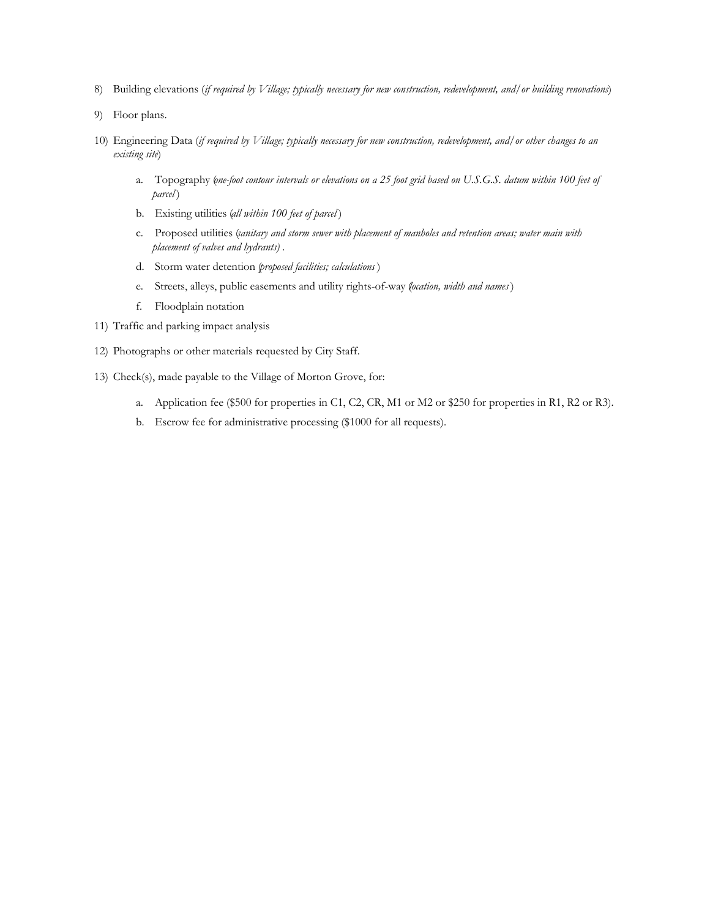8) Building elevations (*if required by Village; typically necessary for new construction, redevelopment, and/or building renovations*)

9) Floor plans.

10) Engineering Data (*if required by Village; typically necessary for new construction, redevelopment, and/or other changes to an existing site*)

    a. Topography (*one-foot contour intervals or elevations on a 25 foot grid based on U.S.G.S. datum within 100 feet of parcel*)

    b. Existing utilities (*all within 100 feet of parcel*)

    c. Proposed utilities (*sanitary and storm sewer with placement of manholes and retention areas; water main with placement of valves and hydrants)* .

    d. Storm water detention (*proposed facilities; calculations*)

    e. Streets, alleys, public easements and utility rights-of-way (*location, width and names*)

    f. Floodplain notation

11) Traffic and parking impact analysis

12) Photographs or other materials requested by City Staff.

13) Check(s), made payable to the Village of Morton Grove, for:

    a. Application fee ($500 for properties in C1, C2, CR, M1 or M2 or $250 for properties in R1, R2 or R3).

    b. Escrow fee for administrative processing ($1000 for all requests).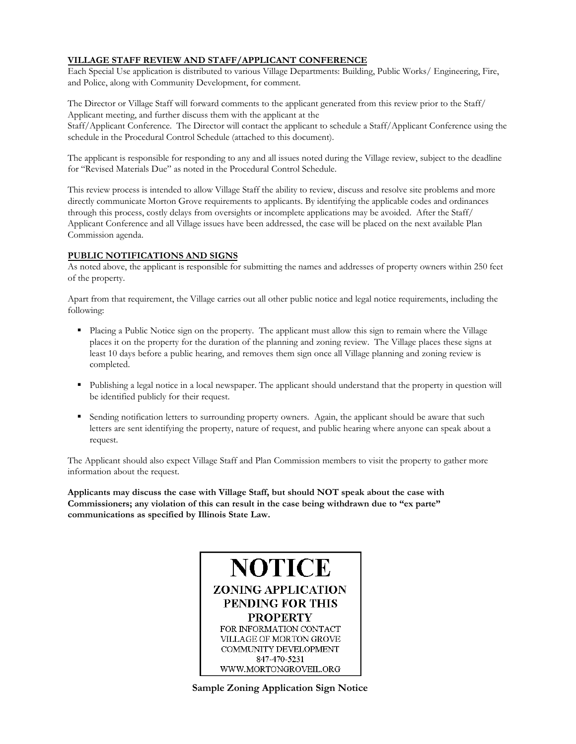## VILLAGE STAFF REVIEW AND STAFF/APPLICANT CONFERENCE

Each Special Use application is distributed to various Village Departments: Building, Public Works/ Engineering, Fire, and Police, along with Community Development, for comment.

The Director or Village Staff will forward comments to the applicant generated from this review prior to the Staff/ Applicant meeting, and further discuss them with the applicant at the Staff/Applicant Conference. The Director will contact the applicant to schedule a Staff/Applicant Conference using the schedule in the Procedural Control Schedule (attached to this document).

The applicant is responsible for responding to any and all issues noted during the Village review, subject to the deadline for "Revised Materials Due" as noted in the Procedural Control Schedule.

This review process is intended to allow Village Staff the ability to review, discuss and resolve site problems and more directly communicate Morton Grove requirements to applicants. By identifying the applicable codes and ordinances through this process, costly delays from oversights or incomplete applications may be avoided. After the Staff/ Applicant Conference and all Village issues have been addressed, the case will be placed on the next available Plan Commission agenda.

## PUBLIC NOTIFICATIONS AND SIGNS

As noted above, the applicant is responsible for submitting the names and addresses of property owners within 250 feet of the property.

Apart from that requirement, the Village carries out all other public notice and legal notice requirements, including the following:

- Placing a Public Notice sign on the property. The applicant must allow this sign to remain where the Village places it on the property for the duration of the planning and zoning review. The Village places these signs at least 10 days before a public hearing, and removes them sign once all Village planning and zoning review is completed.
- Publishing a legal notice in a local newspaper. The applicant should understand that the property in question will be identified publicly for their request.
- Sending notification letters to surrounding property owners. Again, the applicant should be aware that such letters are sent identifying the property, nature of request, and public hearing where anyone can speak about a request.

The Applicant should also expect Village Staff and Plan Commission members to visit the property to gather more information about the request.

**Applicants may discuss the case with Village Staff, but should NOT speak about the case with Commissioners; any violation of this can result in the case being withdrawn due to "ex parte" communications as specified by Illinois State Law.**

| NOTICE<br>ZONING APPLICATION PENDING FOR THIS PROPERTY<br>FOR INFORMATION CONTACT<br>VILLAGE OF MORTON GROVE<br>COMMUNITY DEVELOPMENT<br>847-470-5231<br>WWW.MORTONGROVEIL.ORG |
|---|

**Sample Zoning Application Sign Notice**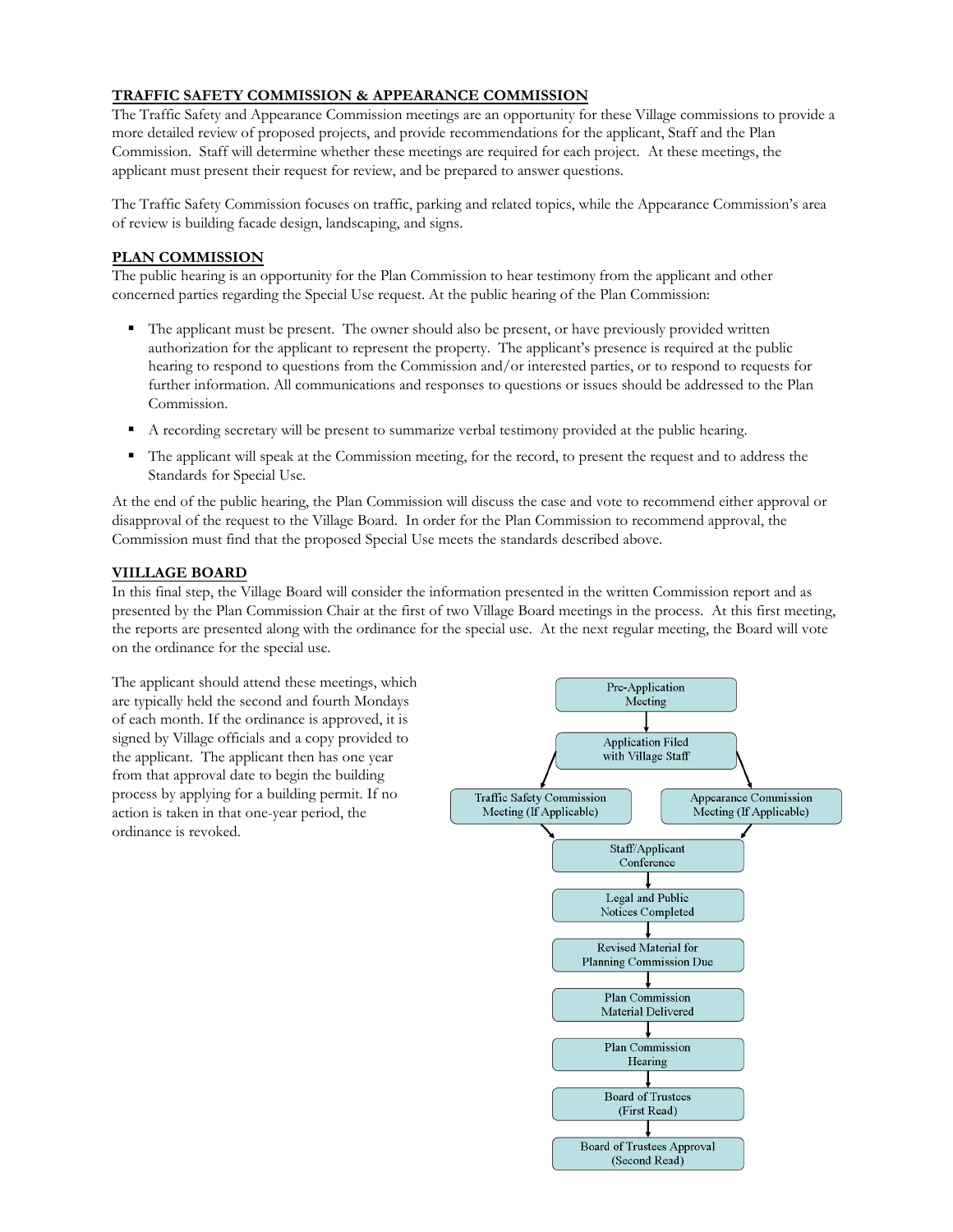## TRAFFIC SAFETY COMMISSION & APPEARANCE COMMISSION

The Traffic Safety and Appearance Commission meetings are an opportunity for these Village commissions to provide a more detailed review of proposed projects, and provide recommendations for the applicant, Staff and the Plan Commission. Staff will determine whether these meetings are required for each project. At these meetings, the applicant must present their request for review, and be prepared to answer questions.

The Traffic Safety Commission focuses on traffic, parking and related topics, while the Appearance Commission's area of review is building facade design, landscaping, and signs.

## PLAN COMMISSION

The public hearing is an opportunity for the Plan Commission to hear testimony from the applicant and other concerned parties regarding the Special Use request. At the public hearing of the Plan Commission:

- The applicant must be present. The owner should also be present, or have previously provided written authorization for the applicant to represent the property. The applicant's presence is required at the public hearing to respond to questions from the Commission and/or interested parties, or to respond to requests for further information. All communications and responses to questions or issues should be addressed to the Plan Commission.
- A recording secretary will be present to summarize verbal testimony provided at the public hearing.
- The applicant will speak at the Commission meeting, for the record, to present the request and to address the Standards for Special Use.

At the end of the public hearing, the Plan Commission will discuss the case and vote to recommend either approval or disapproval of the request to the Village Board. In order for the Plan Commission to recommend approval, the Commission must find that the proposed Special Use meets the standards described above.

## VIILLAGE BOARD

In this final step, the Village Board will consider the information presented in the written Commission report and as presented by the Plan Commission Chair at the first of two Village Board meetings in the process. At this first meeting, the reports are presented along with the ordinance for the special use. At the next regular meeting, the Board will vote on the ordinance for the special use.

The applicant should attend these meetings, which are typically held the second and fourth Mondays of each month. If the ordinance is approved, it is signed by Village officials and a copy provided to the applicant. The applicant then has one year from that approval date to begin the building process by applying for a building permit. If no action is taken in that one-year period, the ordinance is revoked.

Pre-Application Meeting
↓
Application Filed with Village Staff
↓
Traffic Safety Commission Meeting (If Applicable) | Appearance Commission Meeting (If Applicable)
↓
Staff/Applicant Conference
↓
Legal and Public Notices Completed
↓
Revised Material for Planning Commission Due
↓
Plan Commission Material Delivered
↓
Plan Commission Hearing
↓
Board of Trustees (First Read)
↓
Board of Trustees Approval (Second Read)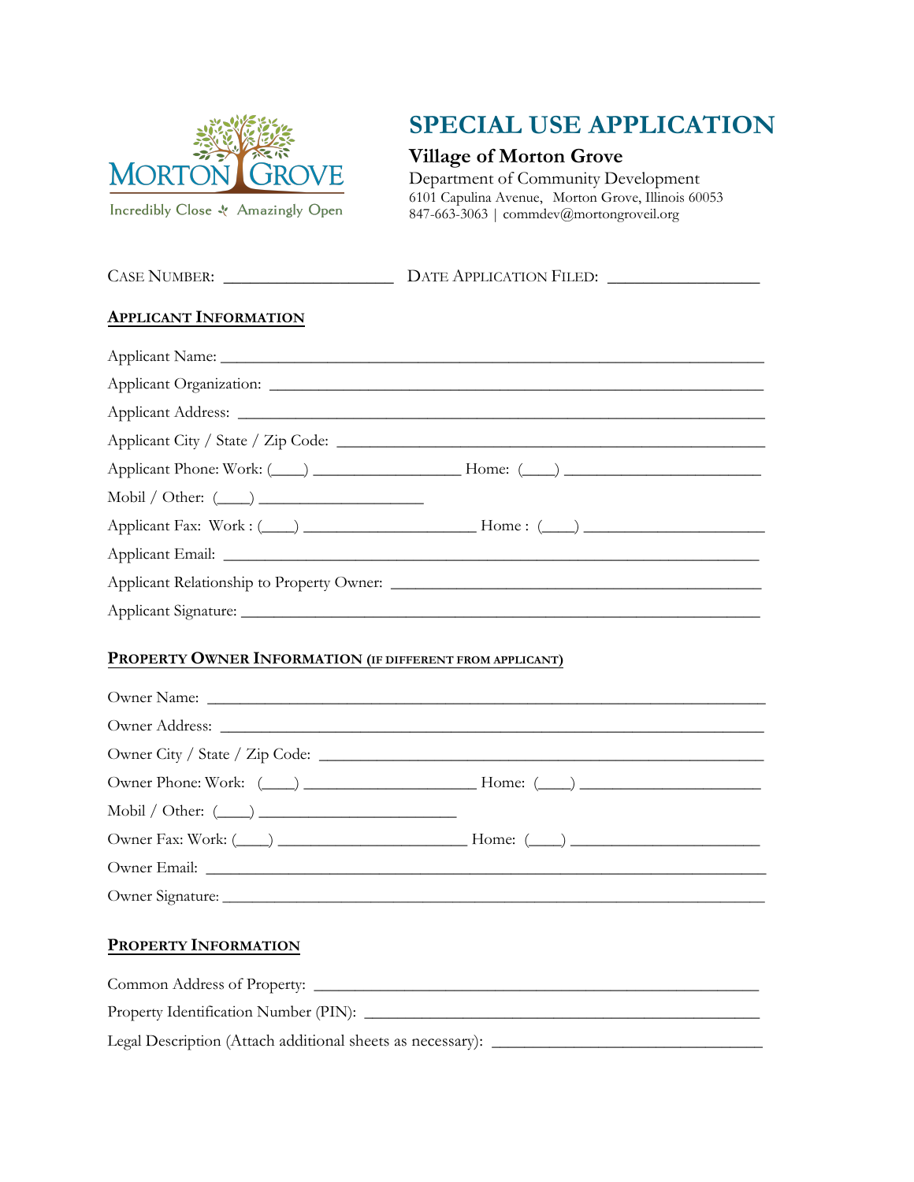Morton Grove

Incredibly Close ✤ Amazingly Open

# SPECIAL USE APPLICATION

## Village of Morton Grove

Department of Community Development
6101 Capulina Avenue, Morton Grove, Illinois 60053
847-663-3063 | commdev@mortongroveil.org

CASE NUMBER: ____________________ DATE APPLICATION FILED: __________________

### APPLICANT INFORMATION

Applicant Name: ______________________________________________________________

Applicant Organization: ________________________________________________________

Applicant Address: ____________________________________________________________

Applicant City / State / Zip Code: _______________________________________________

Applicant Phone: Work: (____) _________________ Home: (____) ______________________

Mobil / Other: (____) ____________________

Applicant Fax: Work : (____) ____________________ Home : (____) ____________________

Applicant Email: ______________________________________________________________

Applicant Relationship to Property Owner: ________________________________________

Applicant Signature: ___________________________________________________________

### PROPERTY OWNER INFORMATION (IF DIFFERENT FROM APPLICANT)

Owner Name: _________________________________________________________________

Owner Address: _______________________________________________________________

Owner City / State / Zip Code: __________________________________________________

Owner Phone: Work: (____) ____________________ Home: (____) ____________________

Mobil / Other: (____) _______________________

Owner Fax: Work: (____) _____________________ Home: (____) ____________________

Owner Email: _________________________________________________________________

Owner Signature: ______________________________________________________________

### PROPERTY INFORMATION

Common Address of Property: ___________________________________________________

Property Identification Number (PIN): ____________________________________________

Legal Description (Attach additional sheets as necessary): ______________________________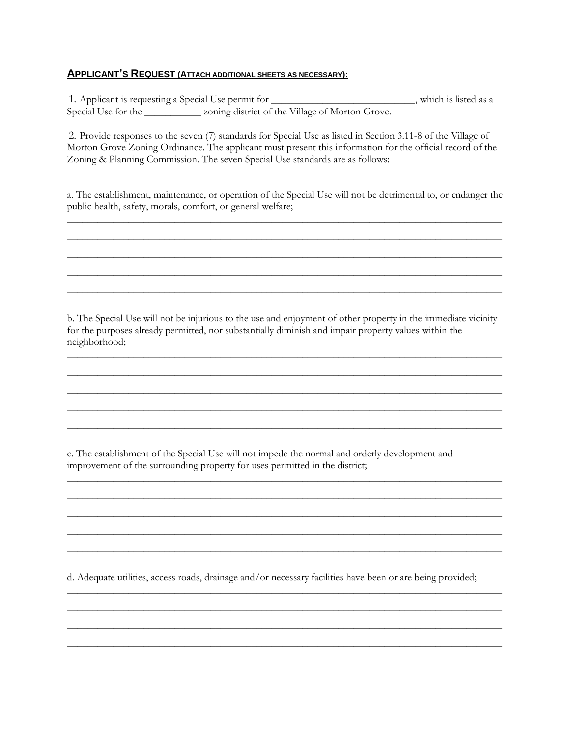## APPLICANT'S REQUEST (ATTACH ADDITIONAL SHEETS AS NECESSARY):

1. Applicant is requesting a Special Use permit for ____________________________, which is listed as a Special Use for the ___________ zoning district of the Village of Morton Grove.

2. Provide responses to the seven (7) standards for Special Use as listed in Section 3.11-8 of the Village of Morton Grove Zoning Ordinance. The applicant must present this information for the official record of the Zoning & Planning Commission. The seven Special Use standards are as follows:

a. The establishment, maintenance, or operation of the Special Use will not be detrimental to, or endanger the public health, safety, morals, comfort, or general welfare;

______________________________________________________________________________

______________________________________________________________________________

______________________________________________________________________________

______________________________________________________________________________

______________________________________________________________________________

b. The Special Use will not be injurious to the use and enjoyment of other property in the immediate vicinity for the purposes already permitted, nor substantially diminish and impair property values within the neighborhood;

______________________________________________________________________________

______________________________________________________________________________

______________________________________________________________________________

______________________________________________________________________________

______________________________________________________________________________

c. The establishment of the Special Use will not impede the normal and orderly development and improvement of the surrounding property for uses permitted in the district;

______________________________________________________________________________

______________________________________________________________________________

______________________________________________________________________________

______________________________________________________________________________

______________________________________________________________________________

d. Adequate utilities, access roads, drainage and/or necessary facilities have been or are being provided;

______________________________________________________________________________

______________________________________________________________________________

______________________________________________________________________________

______________________________________________________________________________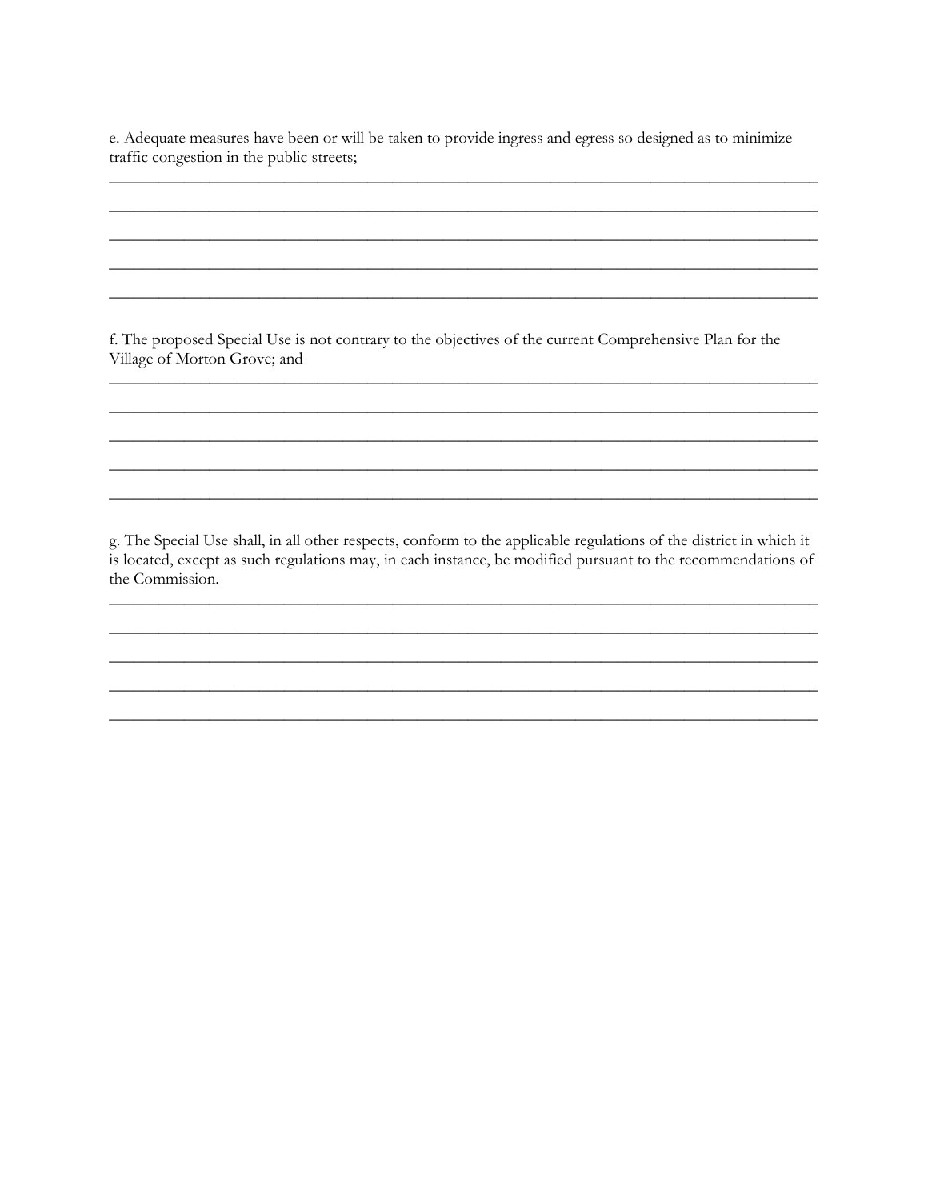e. Adequate measures have been or will be taken to provide ingress and egress so designed as to minimize traffic congestion in the public streets;

_______________________________________________________________________________

_______________________________________________________________________________

_______________________________________________________________________________

_______________________________________________________________________________

_______________________________________________________________________________

f. The proposed Special Use is not contrary to the objectives of the current Comprehensive Plan for the Village of Morton Grove; and

_______________________________________________________________________________

_______________________________________________________________________________

_______________________________________________________________________________

_______________________________________________________________________________

_______________________________________________________________________________

g. The Special Use shall, in all other respects, conform to the applicable regulations of the district in which it is located, except as such regulations may, in each instance, be modified pursuant to the recommendations of the Commission.

_______________________________________________________________________________

_______________________________________________________________________________

_______________________________________________________________________________

_______________________________________________________________________________

_______________________________________________________________________________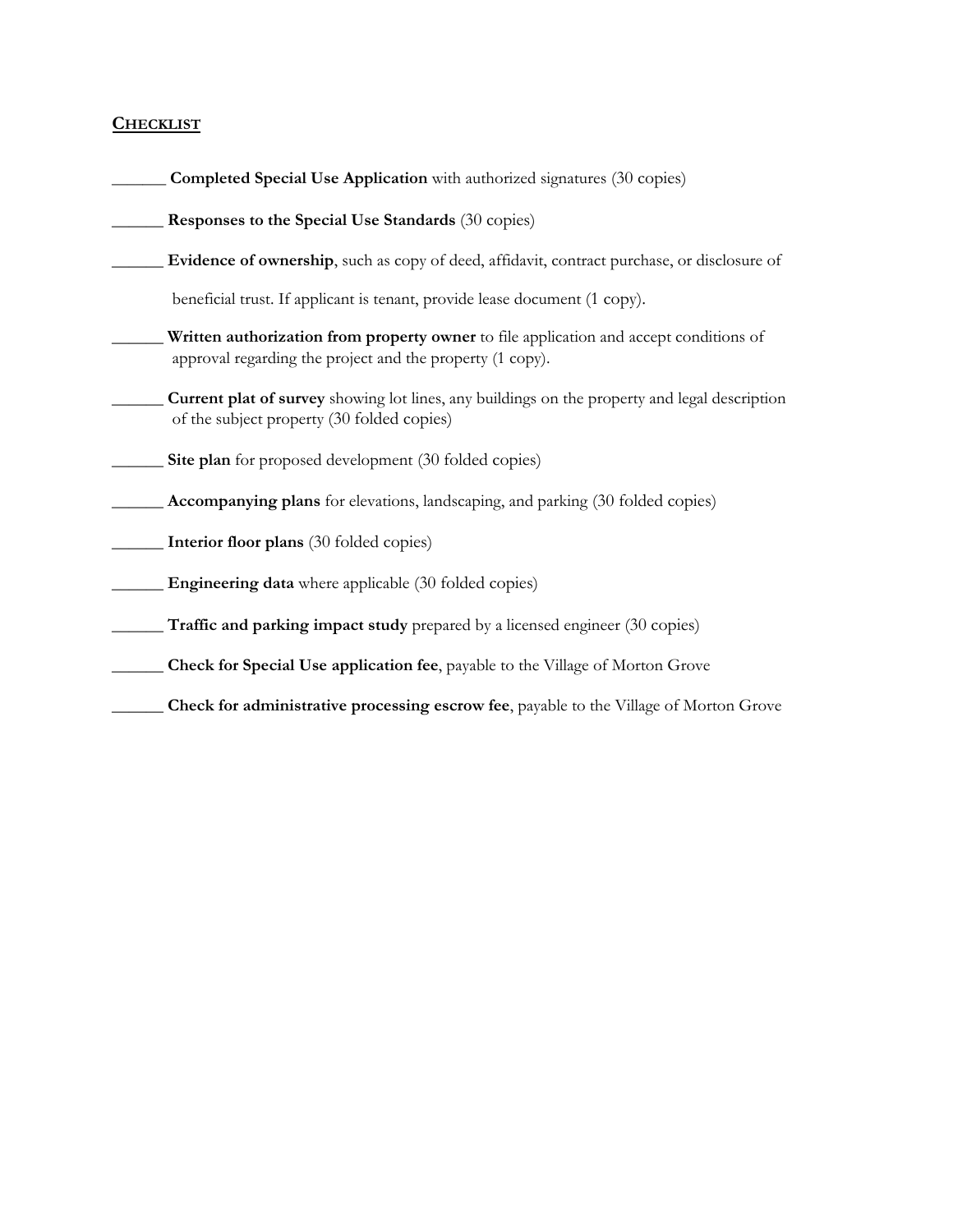## CHECKLIST

______ **Completed Special Use Application** with authorized signatures (30 copies)

______ **Responses to the Special Use Standards** (30 copies)

______ **Evidence of ownership**, such as copy of deed, affidavit, contract purchase, or disclosure of beneficial trust. If applicant is tenant, provide lease document (1 copy).

______ **Written authorization from property owner** to file application and accept conditions of approval regarding the project and the property (1 copy).

______ **Current plat of survey** showing lot lines, any buildings on the property and legal description of the subject property (30 folded copies)

______ **Site plan** for proposed development (30 folded copies)

______ **Accompanying plans** for elevations, landscaping, and parking (30 folded copies)

______ **Interior floor plans** (30 folded copies)

______ **Engineering data** where applicable (30 folded copies)

______ **Traffic and parking impact study** prepared by a licensed engineer (30 copies)

______ **Check for Special Use application fee**, payable to the Village of Morton Grove

______ **Check for administrative processing escrow fee**, payable to the Village of Morton Grove